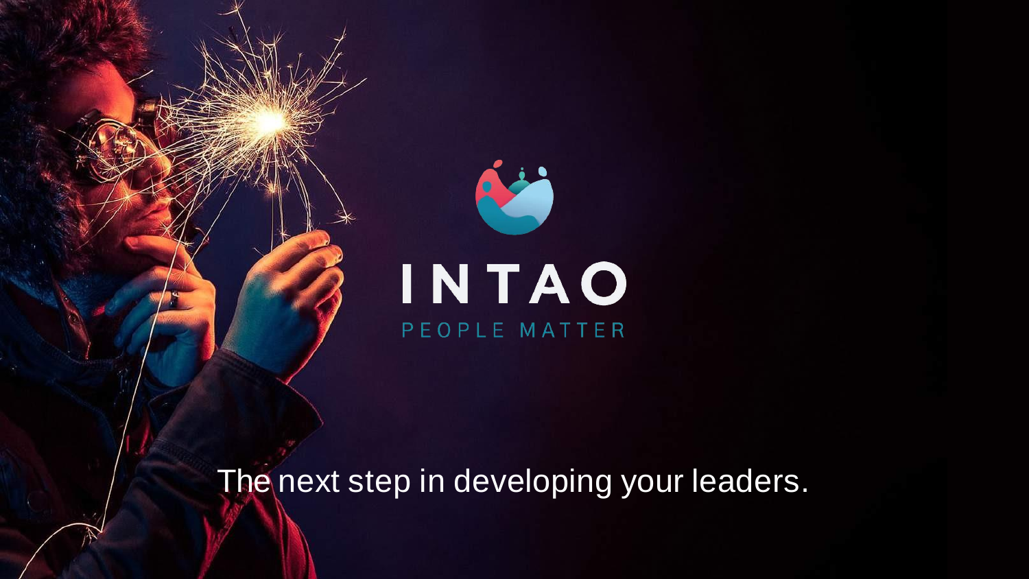# INTAO

PEOPLE MATTER

The next step in developing your leaders.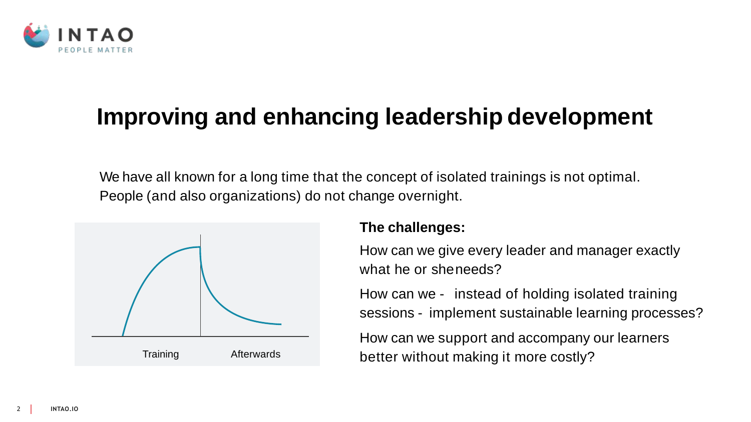# Improving and enhancing leadership development

We have all known for a long time that the concept of isolated trainings is not optimal. People (and also organizations) do not change overnight.

Training

Afterwards

**The challenges:**

How can we give every leader and manager exactly what he or she needs?

How can we - instead of holding isolated training sessions - implement sustainable learning processes?

How can we support and accompany our learners better without making it more costly?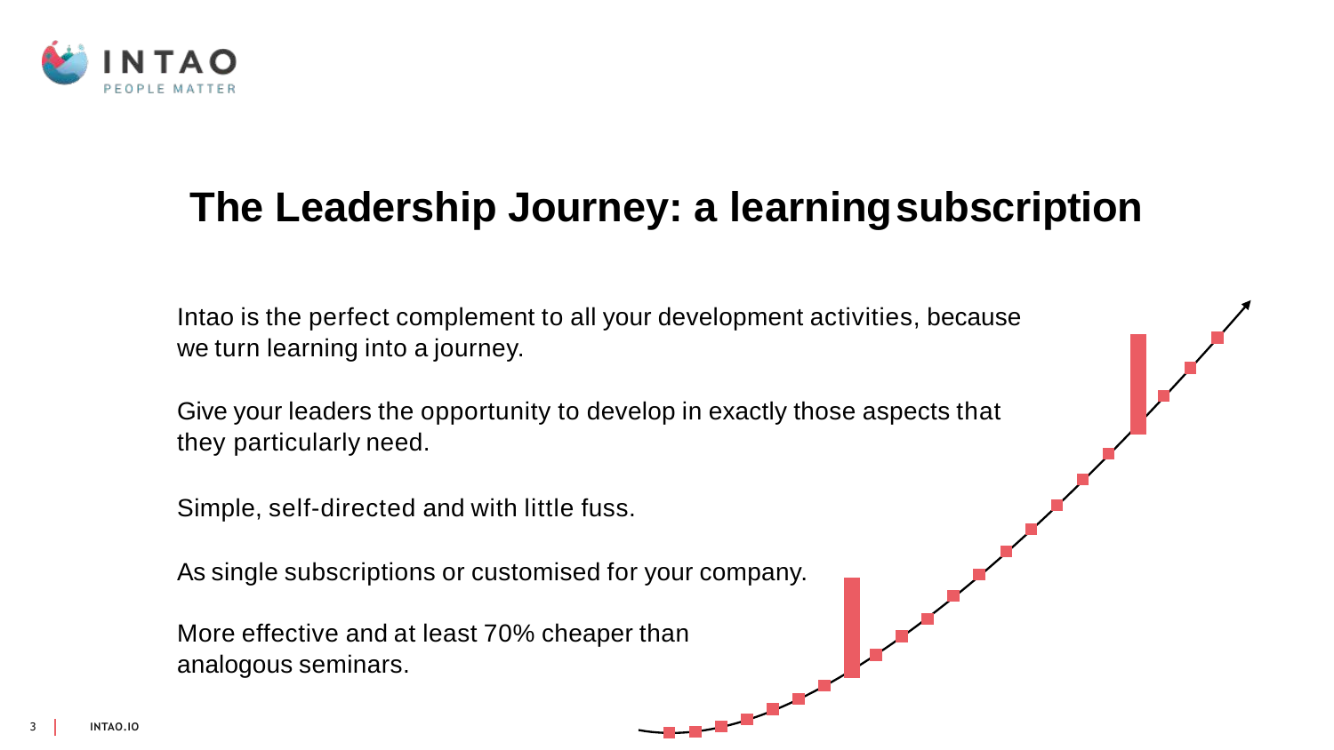# The Leadership Journey: a learning subscription

Intao is the perfect complement to all your development activities, because we turn learning into a journey.

Give your leaders the opportunity to develop in exactly those aspects that they particularly need.

Simple, self-directed and with little fuss.

As single subscriptions or customised for your company.

More effective and at least 70% cheaper than analogous seminars.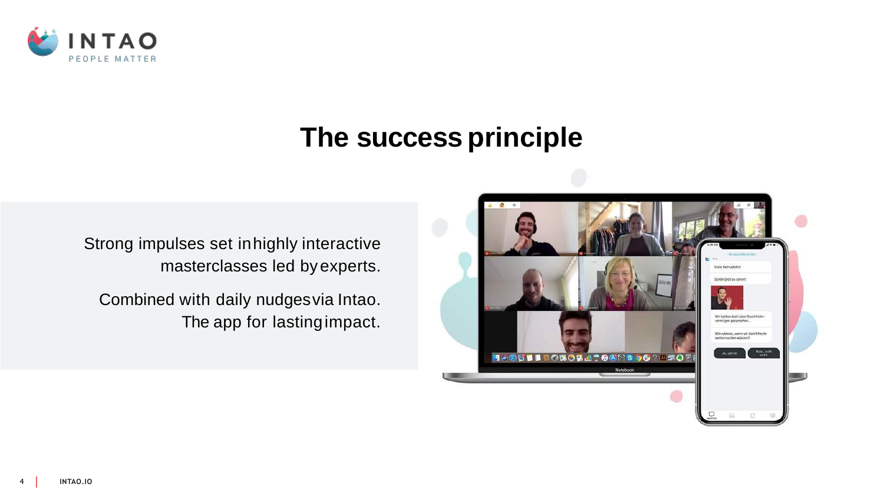# The success principle

Strong impulses set in highly interactive masterclasses led by experts.

Combined with daily nudges via Intao. The app for lasting impact.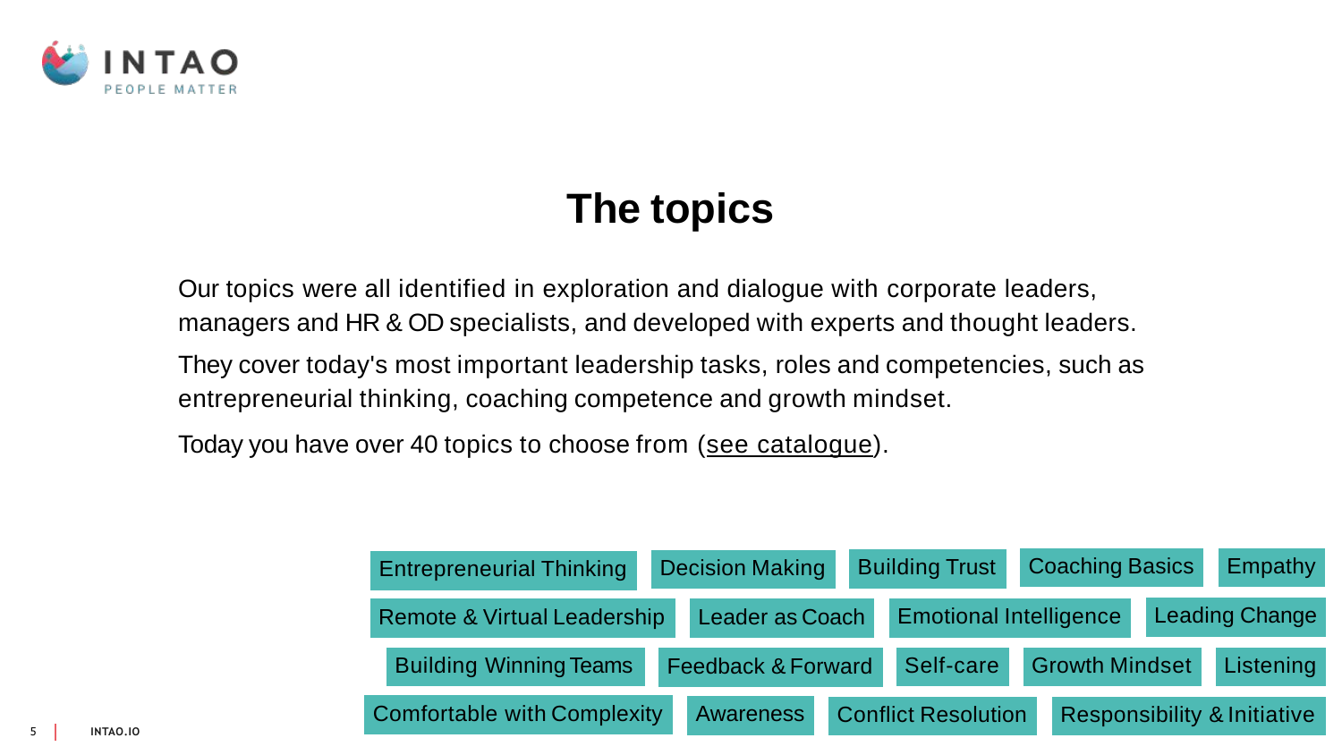# The topics

Our topics were all identified in exploration and dialogue with corporate leaders, managers and HR & OD specialists, and developed with experts and thought leaders.

They cover today's most important leadership tasks, roles and competencies, such as entrepreneurial thinking, coaching competence and growth mindset.

Today you have over 40 topics to choose from (see catalogue).

Entrepreneurial Thinking | Decision Making | Building Trust | Coaching Basics | Empathy

Remote & Virtual Leadership | Leader as Coach | Emotional Intelligence | Leading Change

Building Winning Teams | Feedback & Forward | Self-care | Growth Mindset | Listening

Comfortable with Complexity | Awareness | Conflict Resolution | Responsibility & Initiative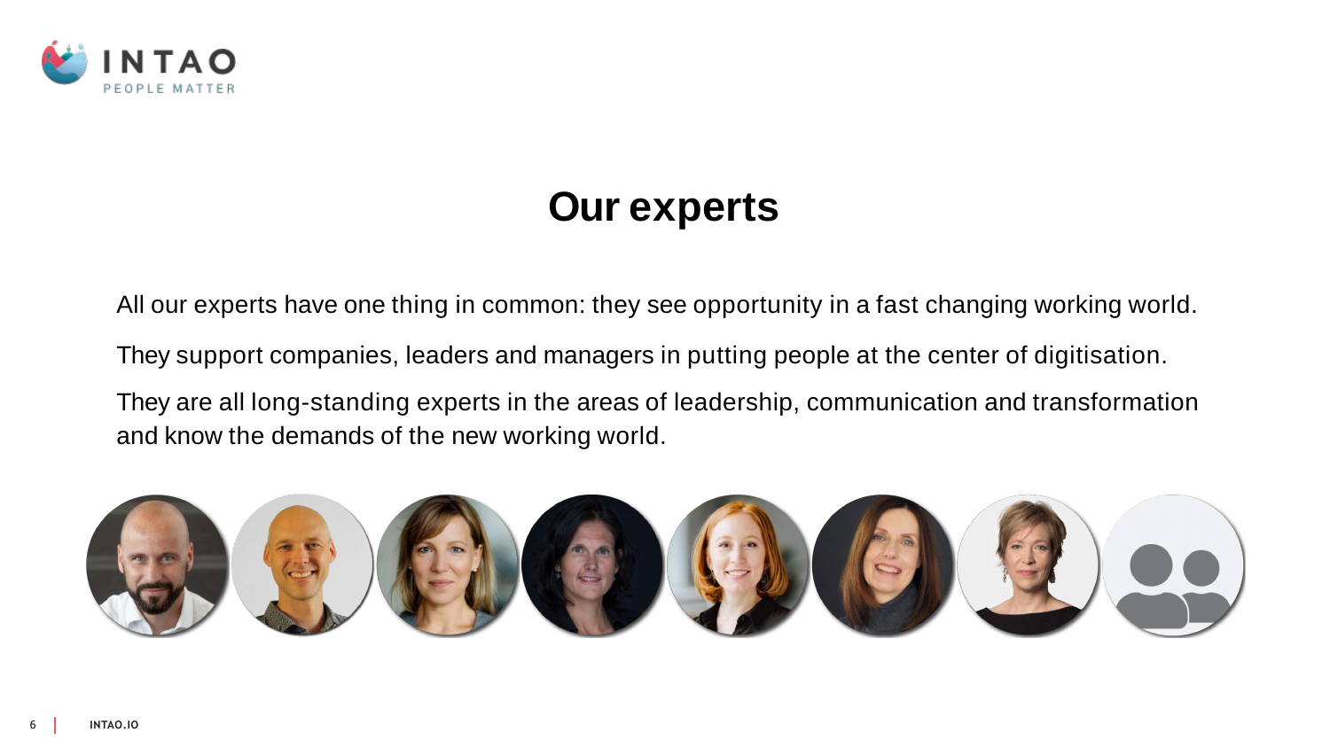# Our experts

All our experts have one thing in common: they see opportunity in a fast changing working world.

They support companies, leaders and managers in putting people at the center of digitisation.

They are all long-standing experts in the areas of leadership, communication and transformation and know the demands of the new working world.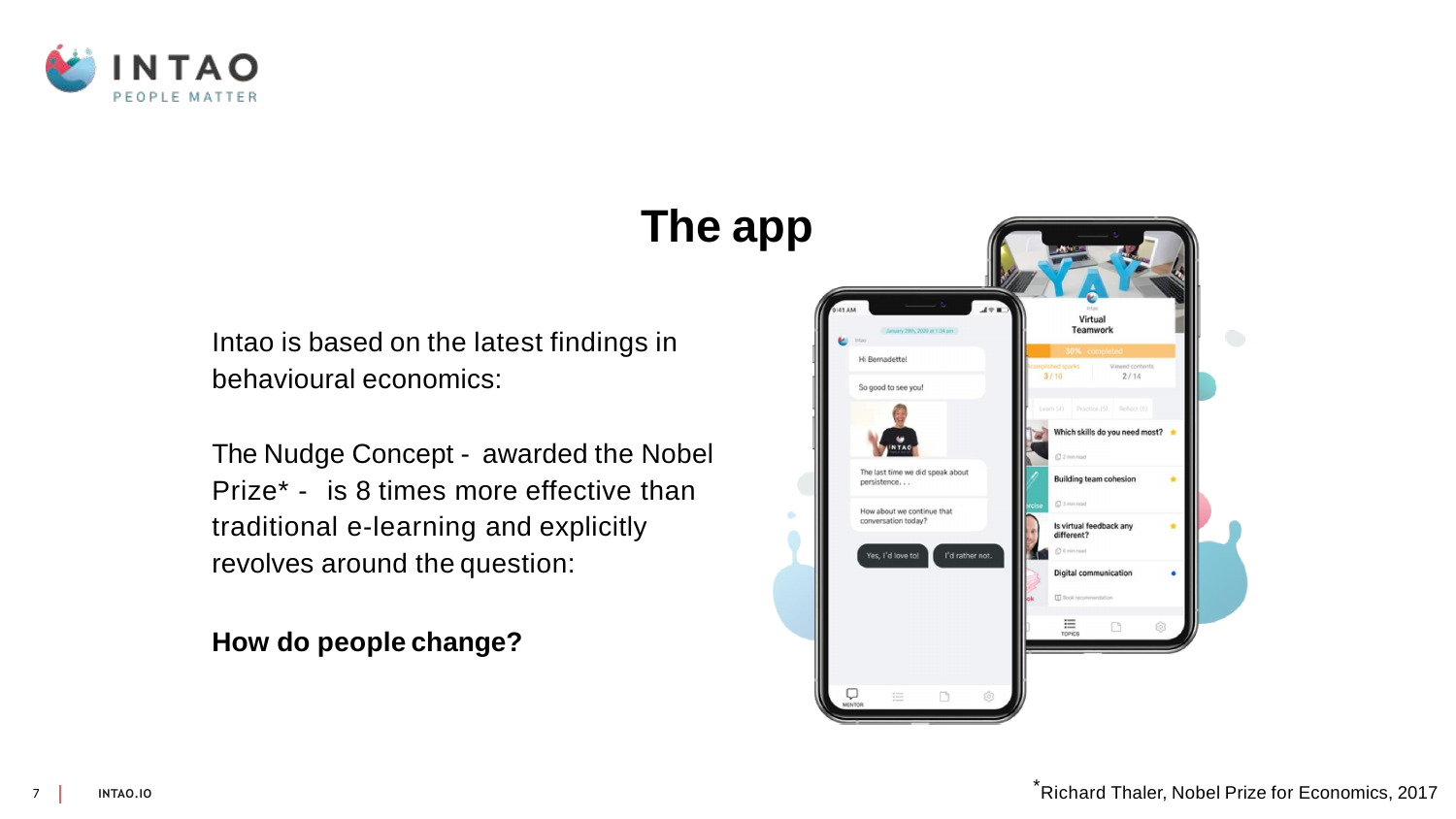# The app

Intao is based on the latest findings in behavioural economics:

The Nudge Concept - awarded the Nobel Prize* - is 8 times more effective than traditional e-learning and explicitly revolves around the question:

**How do people change?**

*Richard Thaler, Nobel Prize for Economics, 2017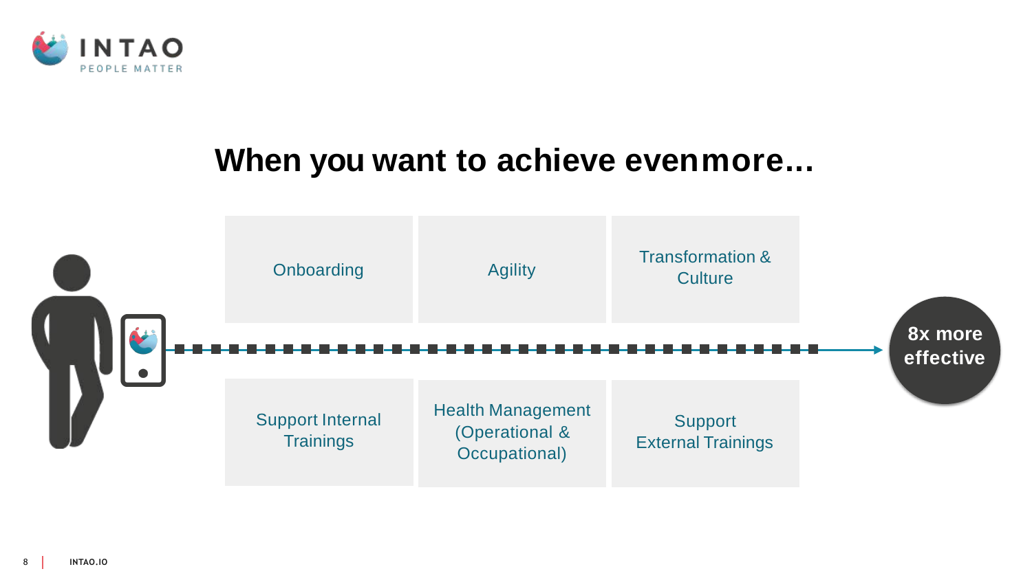# When you want to achieve even more...

- Onboarding
- Agility
- Transformation & Culture
- Support Internal Trainings
- Health Management (Operational & Occupational)
- Support External Trainings

**8x more effective**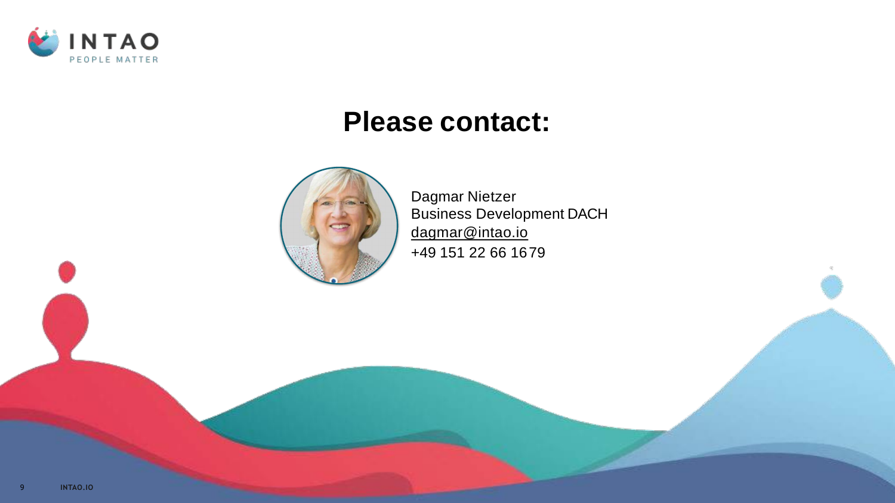INTAO
PEOPLE MATTER

# Please contact:

Dagmar Nietzer
Business Development DACH
dagmar@intao.io
+49 151 22 66 1679